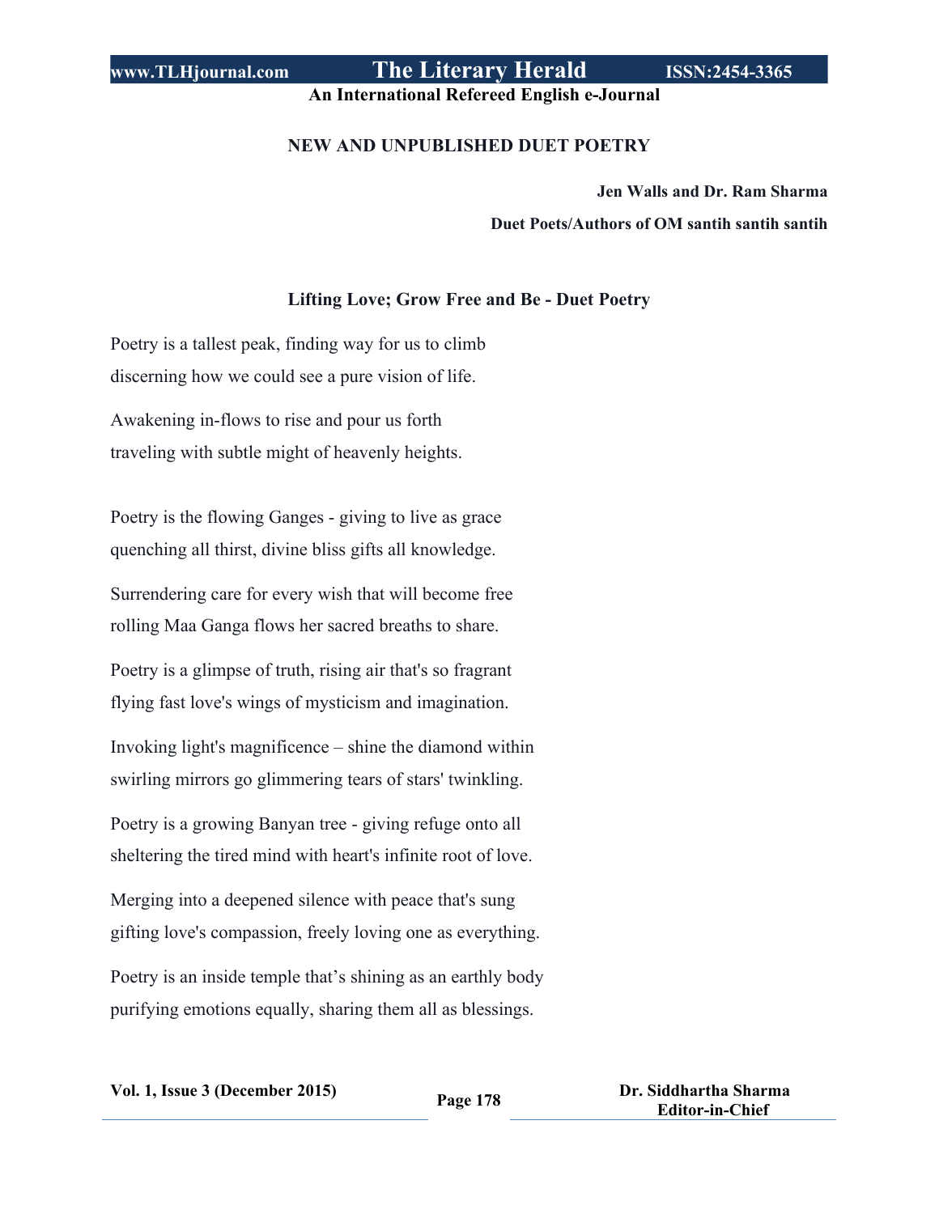**NEW AND UNPUBLISHED DUET POETRY**

**Jen Walls and Dr. Ram Sharma**

**Duet Poets/Authors of OM santih santih santih**

## Lifting Love; Grow Free and Be - Duet Poetry

Poetry is a tallest peak, finding way for us to climb
discerning how we could see a pure vision of life.

Awakening in-flows to rise and pour us forth
traveling with subtle might of heavenly heights.

Poetry is the flowing Ganges - giving to live as grace
quenching all thirst, divine bliss gifts all knowledge.

Surrendering care for every wish that will become free
rolling Maa Ganga flows her sacred breaths to share.

Poetry is a glimpse of truth, rising air that's so fragrant
flying fast love's wings of mysticism and imagination.

Invoking light's magnificence – shine the diamond within
swirling mirrors go glimmering tears of stars' twinkling.

Poetry is a growing Banyan tree - giving refuge onto all
sheltering the tired mind with heart's infinite root of love.

Merging into a deepened silence with peace that's sung
gifting love's compassion, freely loving one as everything.

Poetry is an inside temple that's shining as an earthly body
purifying emotions equally, sharing them all as blessings.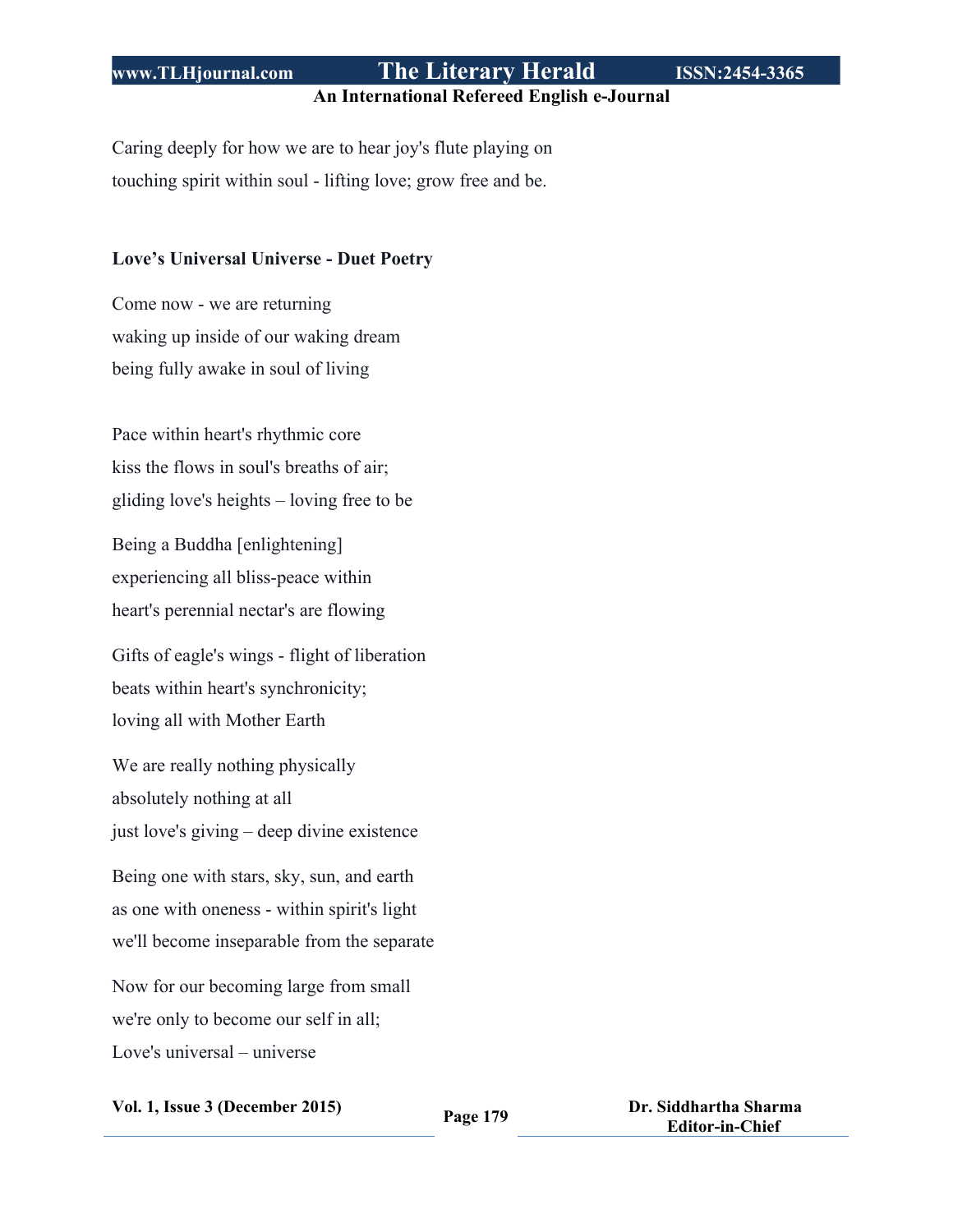Caring deeply for how we are to hear joy's flute playing on
touching spirit within soul - lifting love; grow free and be.

**Love's Universal Universe - Duet Poetry**

Come now - we are returning
waking up inside of our waking dream
being fully awake in soul of living

Pace within heart's rhythmic core
kiss the flows in soul's breaths of air;
gliding love's heights – loving free to be

Being a Buddha [enlightening]
experiencing all bliss-peace within
heart's perennial nectar's are flowing

Gifts of eagle's wings - flight of liberation
beats within heart's synchronicity;
loving all with Mother Earth

We are really nothing physically
absolutely nothing at all
just love's giving – deep divine existence

Being one with stars, sky, sun, and earth
as one with oneness - within spirit's light
we'll become inseparable from the separate

Now for our becoming large from small
we're only to become our self in all;
Love's universal – universe